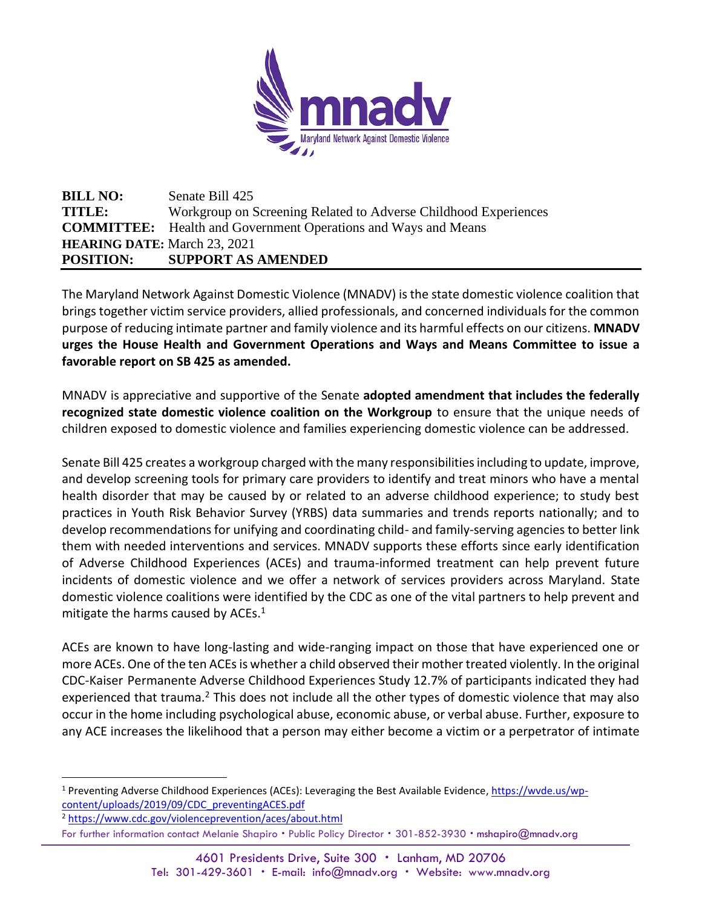**BILL NO:** Senate Bill 425
**TITLE:** Workgroup on Screening Related to Adverse Childhood Experiences
**COMMITTEE:** Health and Government Operations and Ways and Means
**HEARING DATE:** March 23, 2021
**POSITION:** **SUPPORT AS AMENDED**

The Maryland Network Against Domestic Violence (MNADV) is the state domestic violence coalition that brings together victim service providers, allied professionals, and concerned individuals for the common purpose of reducing intimate partner and family violence and its harmful effects on our citizens. **MNADV urges the House Health and Government Operations and Ways and Means Committee to issue a favorable report on SB 425 as amended.**

MNADV is appreciative and supportive of the Senate **adopted amendment that includes the federally recognized state domestic violence coalition on the Workgroup** to ensure that the unique needs of children exposed to domestic violence and families experiencing domestic violence can be addressed.

Senate Bill 425 creates a workgroup charged with the many responsibilities including to update, improve, and develop screening tools for primary care providers to identify and treat minors who have a mental health disorder that may be caused by or related to an adverse childhood experience; to study best practices in Youth Risk Behavior Survey (YRBS) data summaries and trends reports nationally; and to develop recommendations for unifying and coordinating child- and family-serving agencies to better link them with needed interventions and services. MNADV supports these efforts since early identification of Adverse Childhood Experiences (ACEs) and trauma-informed treatment can help prevent future incidents of domestic violence and we offer a network of services providers across Maryland. State domestic violence coalitions were identified by the CDC as one of the vital partners to help prevent and mitigate the harms caused by ACEs.[1]

ACEs are known to have long-lasting and wide-ranging impact on those that have experienced one or more ACEs. One of the ten ACEs is whether a child observed their mother treated violently. In the original CDC-Kaiser Permanente Adverse Childhood Experiences Study 12.7% of participants indicated they had experienced that trauma.[2] This does not include all the other types of domestic violence that may also occur in the home including psychological abuse, economic abuse, or verbal abuse. Further, exposure to any ACE increases the likelihood that a person may either become a victim or a perpetrator of intimate

---

[1] Preventing Adverse Childhood Experiences (ACEs): Leveraging the Best Available Evidence, https://wvde.us/wp-content/uploads/2019/09/CDC_preventingACES.pdf

[2] https://www.cdc.gov/violenceprevention/aces/about.html

For further information contact Melanie Shapiro • Public Policy Director • 301-852-3930 • mshapiro@mnadv.org

4601 Presidents Drive, Suite 300 • Lanham, MD 20706
Tel: 301-429-3601 • E-mail: info@mnadv.org • Website: www.mnadv.org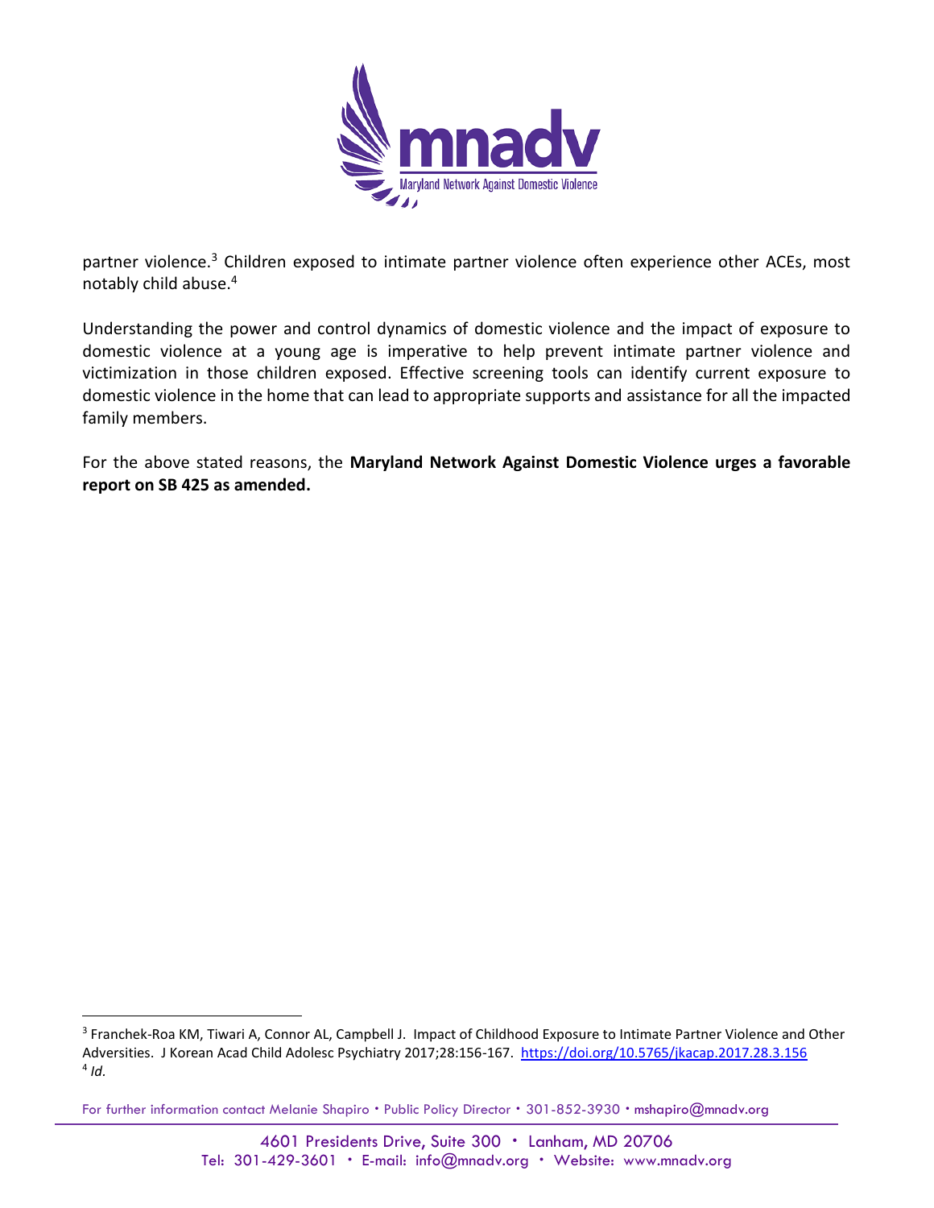partner violence.[3] Children exposed to intimate partner violence often experience other ACEs, most notably child abuse.[4]

Understanding the power and control dynamics of domestic violence and the impact of exposure to domestic violence at a young age is imperative to help prevent intimate partner violence and victimization in those children exposed. Effective screening tools can identify current exposure to domestic violence in the home that can lead to appropriate supports and assistance for all the impacted family members.

For the above stated reasons, the **Maryland Network Against Domestic Violence urges a favorable report on SB 425 as amended.**

---

[3] Franchek-Roa KM, Tiwari A, Connor AL, Campbell J. Impact of Childhood Exposure to Intimate Partner Violence and Other Adversities. J Korean Acad Child Adolesc Psychiatry 2017;28:156-167. https://doi.org/10.5765/jkacap.2017.28.3.156

[4] *Id*.

For further information contact Melanie Shapiro • Public Policy Director • 301-852-3930 • mshapiro@mnadv.org

4601 Presidents Drive, Suite 300 • Lanham, MD 20706
Tel: 301-429-3601 • E-mail: info@mnadv.org • Website: www.mnadv.org